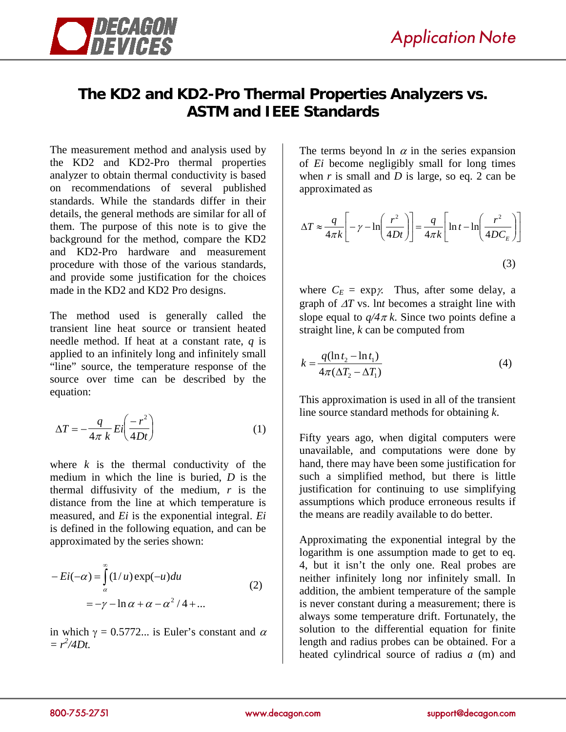# The KD2 and KD2-Pro Thermal Properties Analyzers vs. ASTM and IEEE Standards

The measurement method and analysis used by the KD2 and KD2-Pro thermal properties analyzer to obtain thermal conductivity is based on recommendations of several published standards. While the standards differ in their details, the general methods are similar for all of them. The purpose of this note is to give the background for the method, compare the KD2 and KD2-Pro hardware and measurement procedure with those of the various standards, and provide some justification for the choices made in the KD2 and KD2 Pro designs.

The method used is generally called the transient line heat source or transient heated needle method. If heat at a constant rate, $q$ is applied to an infinitely long and infinitely small "line" source, the temperature response of the source over time can be described by the equation:

$$\Delta T = -\frac{q}{4\pi\, k} Ei\left(\frac{-r^2}{4Dt}\right) \qquad (1)$$

where $k$ is the thermal conductivity of the medium in which the line is buried, $D$ is the thermal diffusivity of the medium, $r$ is the distance from the line at which temperature is measured, and $Ei$ is the exponential integral. $Ei$ is defined in the following equation, and can be approximated by the series shown:

$$\begin{aligned} -Ei(-\alpha) &= \int_{\alpha}^{\infty} (1/u)\exp(-u)du \\ &= -\gamma - \ln\alpha + \alpha - \alpha^2/4 + \ldots \end{aligned} \qquad (2)$$

in which $\gamma = 0.5772...$ is Euler's constant and $\alpha = r^2/4Dt$.

The terms beyond $\ln\,\alpha$ in the series expansion of $Ei$ become negligibly small for long times when $r$ is small and $D$ is large, so eq. 2 can be approximated as

$$\Delta T \approx \frac{q}{4\pi k}\left[-\gamma - \ln\left(\frac{r^2}{4Dt}\right)\right] = \frac{q}{4\pi k}\left[\ln t - \ln\left(\frac{r^2}{4DC_E}\right)\right] \qquad (3)$$

where $C_E = \exp\gamma$. Thus, after some delay, a graph of $\Delta T$ vs. $\ln t$ becomes a straight line with slope equal to $q/4\pi\, k$. Since two points define a straight line, $k$ can be computed from

$$k = \frac{q(\ln t_2 - \ln t_1)}{4\pi(\Delta T_2 - \Delta T_1)} \qquad (4)$$

This approximation is used in all of the transient line source standard methods for obtaining $k$.

Fifty years ago, when digital computers were unavailable, and computations were done by hand, there may have been some justification for such a simplified method, but there is little justification for continuing to use simplifying assumptions which produce erroneous results if the means are readily available to do better.

Approximating the exponential integral by the logarithm is one assumption made to get to eq. 4, but it isn't the only one. Real probes are neither infinitely long nor infinitely small. In addition, the ambient temperature of the sample is never constant during a measurement; there is always some temperature drift. Fortunately, the solution to the differential equation for finite length and radius probes can be obtained. For a heated cylindrical source of radius $a$ (m) and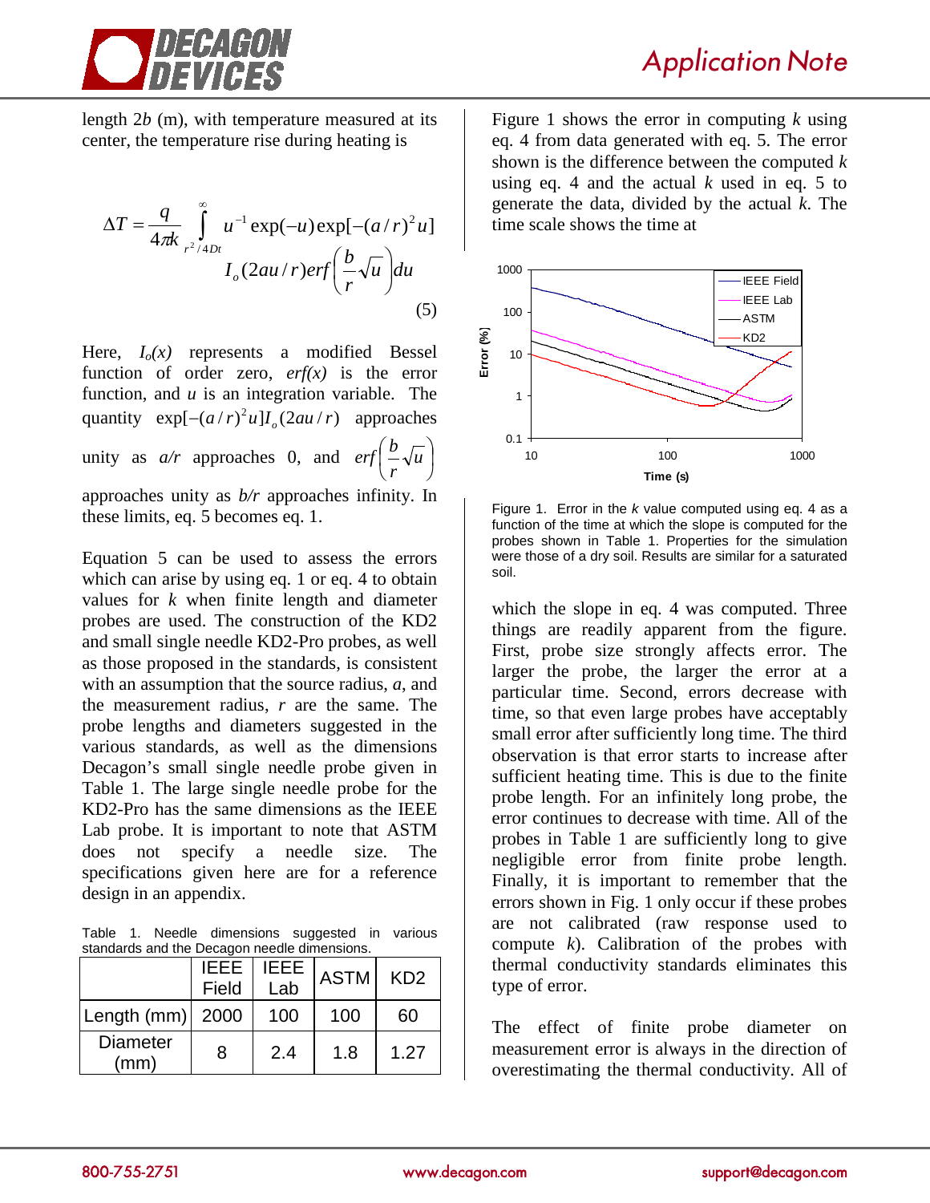length 2$b$ (m), with temperature measured at its center, the temperature rise during heating is

$$\Delta T = \frac{q}{4\pi k} \int_{r^2/4Dt}^{\infty} u^{-1} \exp(-u) \exp[-(a/r)^2 u] I_o(2au/r) erf\left(\frac{b}{r}\sqrt{u}\right) du \tag{5}$$

Here, $I_o(x)$ represents a modified Bessel function of order zero, $erf(x)$ is the error function, and $u$ is an integration variable. The quantity $\exp[-(a/r)^2 u] I_o(2au/r)$ approaches unity as $a/r$ approaches 0, and $erf\left(\frac{b}{r}\sqrt{u}\right)$ approaches unity as $b/r$ approaches infinity. In these limits, eq. 5 becomes eq. 1.

Equation 5 can be used to assess the errors which can arise by using eq. 1 or eq. 4 to obtain values for $k$ when finite length and diameter probes are used. The construction of the KD2 and small single needle KD2-Pro probes, as well as those proposed in the standards, is consistent with an assumption that the source radius, $a$, and the measurement radius, $r$ are the same. The probe lengths and diameters suggested in the various standards, as well as the dimensions Decagon's small single needle probe given in Table 1. The large single needle probe for the KD2-Pro has the same dimensions as the IEEE Lab probe. It is important to note that ASTM does not specify a needle size. The specifications given here are for a reference design in an appendix.

Table 1. Needle dimensions suggested in various standards and the Decagon needle dimensions.

| | IEEE Field | IEEE Lab | ASTM | KD2 |
|---|---|---|---|---|
| Length (mm) | 2000 | 100 | 100 | 60 |
| Diameter (mm) | 8 | 2.4 | 1.8 | 1.27 |

Figure 1 shows the error in computing $k$ using eq. 4 from data generated with eq. 5. The error shown is the difference between the computed $k$ using eq. 4 and the actual $k$ used in eq. 5 to generate the data, divided by the actual $k$. The time scale shows the time at which the slope in eq. 4 was computed. Three things are readily apparent from the figure. First, probe size strongly affects error. The larger the probe, the larger the error at a particular time. Second, errors decrease with time, so that even large probes have acceptably small error after sufficiently long time. The third observation is that error starts to increase after sufficient heating time. This is due to the finite probe length. For an infinitely long probe, the error continues to decrease with time. All of the probes in Table 1 are sufficiently long to give negligible error from finite probe length. Finally, it is important to remember that the errors shown in Fig. 1 only occur if these probes are not calibrated (raw response used to compute $k$). Calibration of the probes with thermal conductivity standards eliminates this type of error.

Figure 1. Error in the $k$ value computed using eq. 4 as a function of the time at which the slope is computed for the probes shown in Table 1. Properties for the simulation were those of a dry soil. Results are similar for a saturated soil.

The effect of finite probe diameter on measurement error is always in the direction of overestimating the thermal conductivity. All of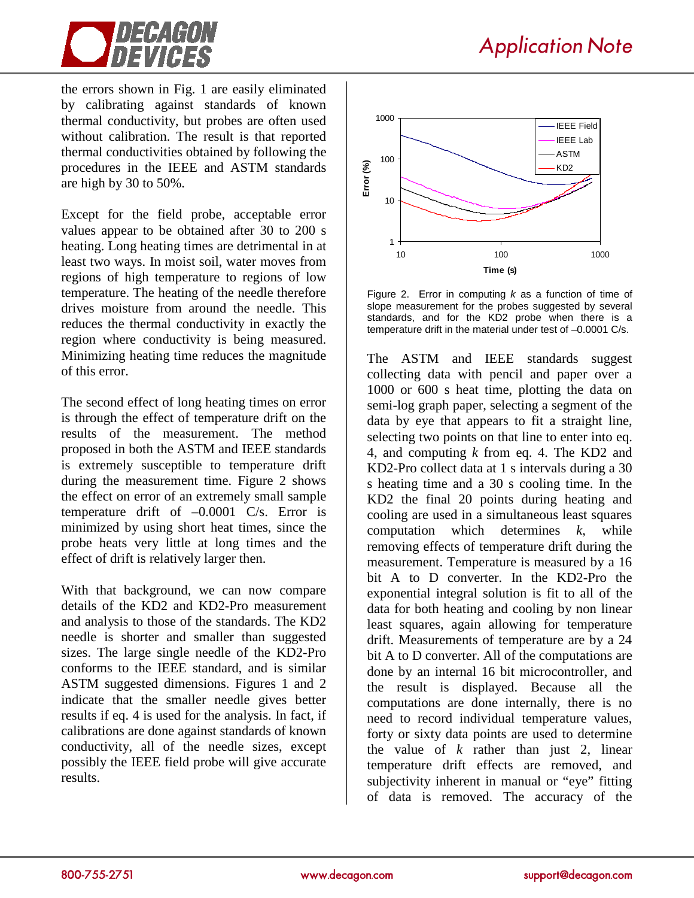the errors shown in Fig. 1 are easily eliminated by calibrating against standards of known thermal conductivity, but probes are often used without calibration. The result is that reported thermal conductivities obtained by following the procedures in the IEEE and ASTM standards are high by 30 to 50%.

Except for the field probe, acceptable error values appear to be obtained after 30 to 200 s heating. Long heating times are detrimental in at least two ways. In moist soil, water moves from regions of high temperature to regions of low temperature. The heating of the needle therefore drives moisture from around the needle. This reduces the thermal conductivity in exactly the region where conductivity is being measured. Minimizing heating time reduces the magnitude of this error.

The second effect of long heating times on error is through the effect of temperature drift on the results of the measurement. The method proposed in both the ASTM and IEEE standards is extremely susceptible to temperature drift during the measurement time. Figure 2 shows the effect on error of an extremely small sample temperature drift of –0.0001 C/s. Error is minimized by using short heat times, since the probe heats very little at long times and the effect of drift is relatively larger then.

With that background, we can now compare details of the KD2 and KD2-Pro measurement and analysis to those of the standards. The KD2 needle is shorter and smaller than suggested sizes. The large single needle of the KD2-Pro conforms to the IEEE standard, and is similar ASTM suggested dimensions. Figures 1 and 2 indicate that the smaller needle gives better results if eq. 4 is used for the analysis. In fact, if calibrations are done against standards of known conductivity, all of the needle sizes, except possibly the IEEE field probe will give accurate results.

Figure 2. Error in computing $k$ as a function of time of slope measurement for the probes suggested by several standards, and for the KD2 probe when there is a temperature drift in the material under test of –0.0001 C/s.

The ASTM and IEEE standards suggest collecting data with pencil and paper over a 1000 or 600 s heat time, plotting the data on semi-log graph paper, selecting a segment of the data by eye that appears to fit a straight line, selecting two points on that line to enter into eq. 4, and computing $k$ from eq. 4. The KD2 and KD2-Pro collect data at 1 s intervals during a 30 s heating time and a 30 s cooling time. In the KD2 the final 20 points during heating and cooling are used in a simultaneous least squares computation which determines $k$, while removing effects of temperature drift during the measurement. Temperature is measured by a 16 bit A to D converter. In the KD2-Pro the exponential integral solution is fit to all of the data for both heating and cooling by non linear least squares, again allowing for temperature drift. Measurements of temperature are by a 24 bit A to D converter. All of the computations are done by an internal 16 bit microcontroller, and the result is displayed. Because all the computations are done internally, there is no need to record individual temperature values, forty or sixty data points are used to determine the value of $k$ rather than just 2, linear temperature drift effects are removed, and subjectivity inherent in manual or "eye" fitting of data is removed. The accuracy of the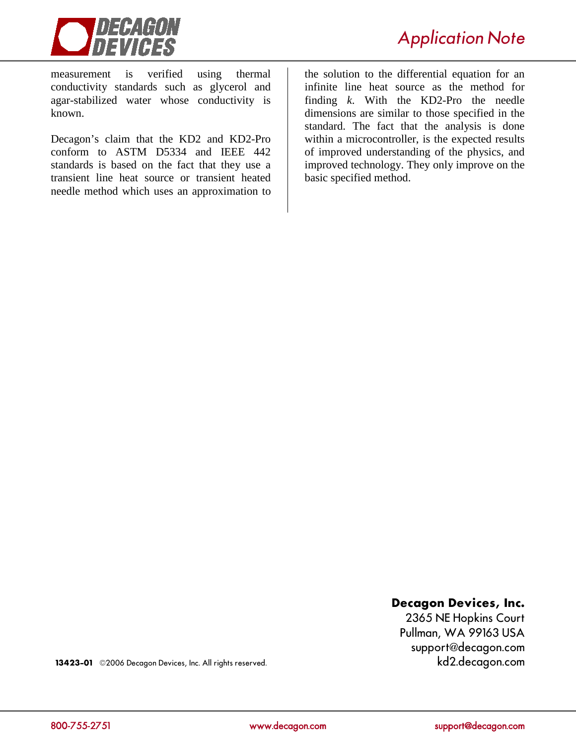measurement is verified using thermal conductivity standards such as glycerol and agar-stabilized water whose conductivity is known.

Decagon's claim that the KD2 and KD2-Pro conform to ASTM D5334 and IEEE 442 standards is based on the fact that they use a transient line heat source or transient heated needle method which uses an approximation to the solution to the differential equation for an infinite line heat source as the method for finding $k$. With the KD2-Pro the needle dimensions are similar to those specified in the standard. The fact that the analysis is done within a microcontroller, is the expected results of improved understanding of the physics, and improved technology. They only improve on the basic specified method.

**Decagon Devices, Inc.**
2365 NE Hopkins Court
Pullman, WA 99163 USA
support@decagon.com
kd2.decagon.com

**13423-01** ©2006 Decagon Devices, Inc. All rights reserved.